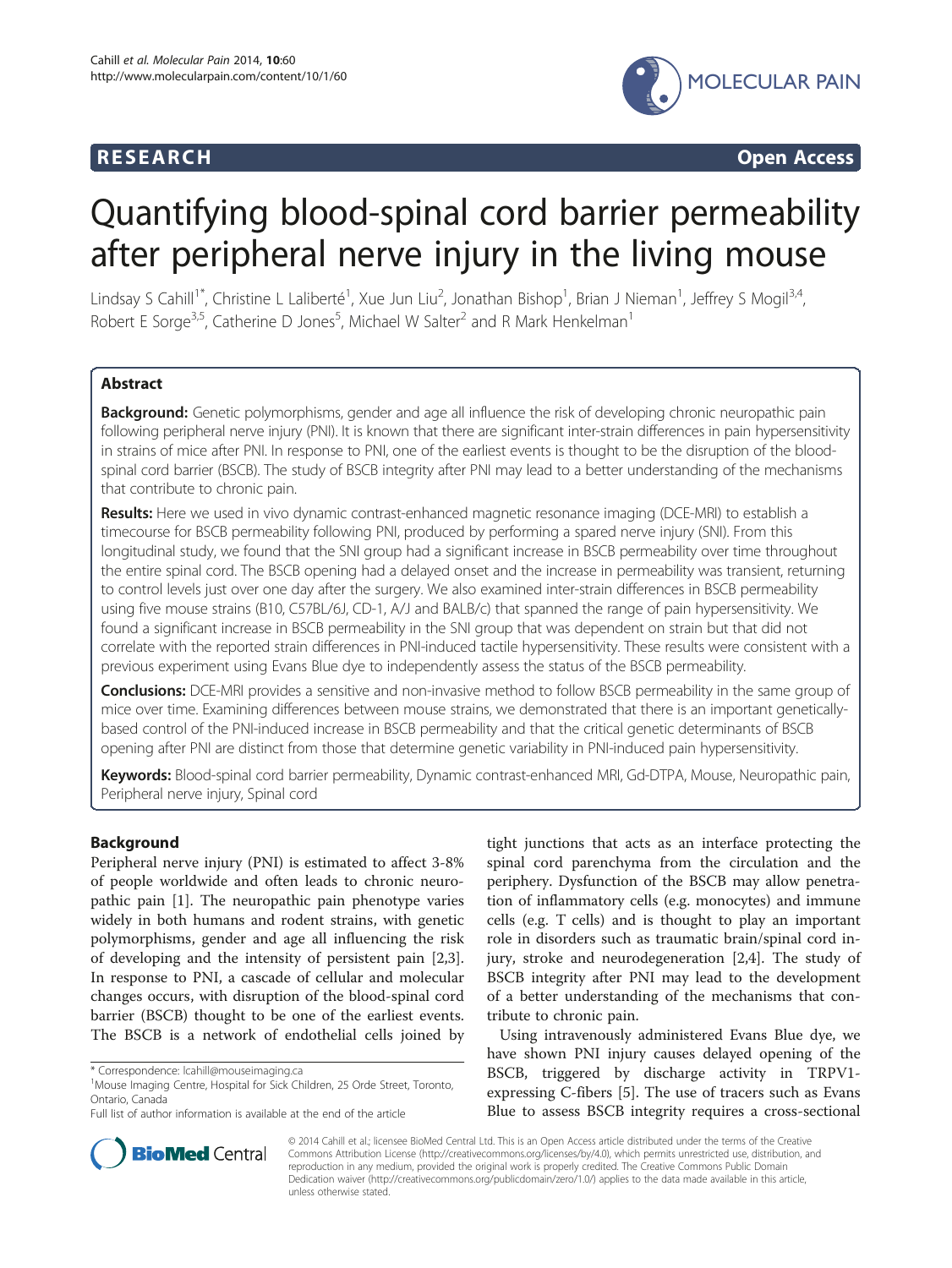**RESEARCH** **Open Access**

# Quantifying blood-spinal cord barrier permeability after peripheral nerve injury in the living mouse

Lindsay S Cahill[1*], Christine L Laliberté[1], Xue Jun Liu[2], Jonathan Bishop[1], Brian J Nieman[1], Jeffrey S Mogil[3,4], Robert E Sorge[3,5], Catherine D Jones[5], Michael W Salter[2] and R Mark Henkelman[1]

## Abstract

**Background:** Genetic polymorphisms, gender and age all influence the risk of developing chronic neuropathic pain following peripheral nerve injury (PNI). It is known that there are significant inter-strain differences in pain hypersensitivity in strains of mice after PNI. In response to PNI, one of the earliest events is thought to be the disruption of the blood-spinal cord barrier (BSCB). The study of BSCB integrity after PNI may lead to a better understanding of the mechanisms that contribute to chronic pain.

**Results:** Here we used in vivo dynamic contrast-enhanced magnetic resonance imaging (DCE-MRI) to establish a timecourse for BSCB permeability following PNI, produced by performing a spared nerve injury (SNI). From this longitudinal study, we found that the SNI group had a significant increase in BSCB permeability over time throughout the entire spinal cord. The BSCB opening had a delayed onset and the increase in permeability was transient, returning to control levels just over one day after the surgery. We also examined inter-strain differences in BSCB permeability using five mouse strains (B10, C57BL/6J, CD-1, A/J and BALB/c) that spanned the range of pain hypersensitivity. We found a significant increase in BSCB permeability in the SNI group that was dependent on strain but that did not correlate with the reported strain differences in PNI-induced tactile hypersensitivity. These results were consistent with a previous experiment using Evans Blue dye to independently assess the status of the BSCB permeability.

**Conclusions:** DCE-MRI provides a sensitive and non-invasive method to follow BSCB permeability in the same group of mice over time. Examining differences between mouse strains, we demonstrated that there is an important genetically-based control of the PNI-induced increase in BSCB permeability and that the critical genetic determinants of BSCB opening after PNI are distinct from those that determine genetic variability in PNI-induced pain hypersensitivity.

**Keywords:** Blood-spinal cord barrier permeability, Dynamic contrast-enhanced MRI, Gd-DTPA, Mouse, Neuropathic pain, Peripheral nerve injury, Spinal cord

## Background

Peripheral nerve injury (PNI) is estimated to affect 3-8% of people worldwide and often leads to chronic neuropathic pain [1]. The neuropathic pain phenotype varies widely in both humans and rodent strains, with genetic polymorphisms, gender and age all influencing the risk of developing and the intensity of persistent pain [2,3]. In response to PNI, a cascade of cellular and molecular changes occurs, with disruption of the blood-spinal cord barrier (BSCB) thought to be one of the earliest events. The BSCB is a network of endothelial cells joined by tight junctions that acts as an interface protecting the spinal cord parenchyma from the circulation and the periphery. Dysfunction of the BSCB may allow penetration of inflammatory cells (e.g. monocytes) and immune cells (e.g. T cells) and is thought to play an important role in disorders such as traumatic brain/spinal cord injury, stroke and neurodegeneration [2,4]. The study of BSCB integrity after PNI may lead to the development of a better understanding of the mechanisms that contribute to chronic pain.

Using intravenously administered Evans Blue dye, we have shown PNI injury causes delayed opening of the BSCB, triggered by discharge activity in TRPV1-expressing C-fibers [5]. The use of tracers such as Evans Blue to assess BSCB integrity requires a cross-sectional

\* Correspondence: lcahill@mouseimaging.ca
[1]Mouse Imaging Centre, Hospital for Sick Children, 25 Orde Street, Toronto, Ontario, Canada
Full list of author information is available at the end of the article

© 2014 Cahill et al.; licensee BioMed Central Ltd. This is an Open Access article distributed under the terms of the Creative Commons Attribution License (http://creativecommons.org/licenses/by/4.0), which permits unrestricted use, distribution, and reproduction in any medium, provided the original work is properly credited. The Creative Commons Public Domain Dedication waiver (http://creativecommons.org/publicdomain/zero/1.0/) applies to the data made available in this article, unless otherwise stated.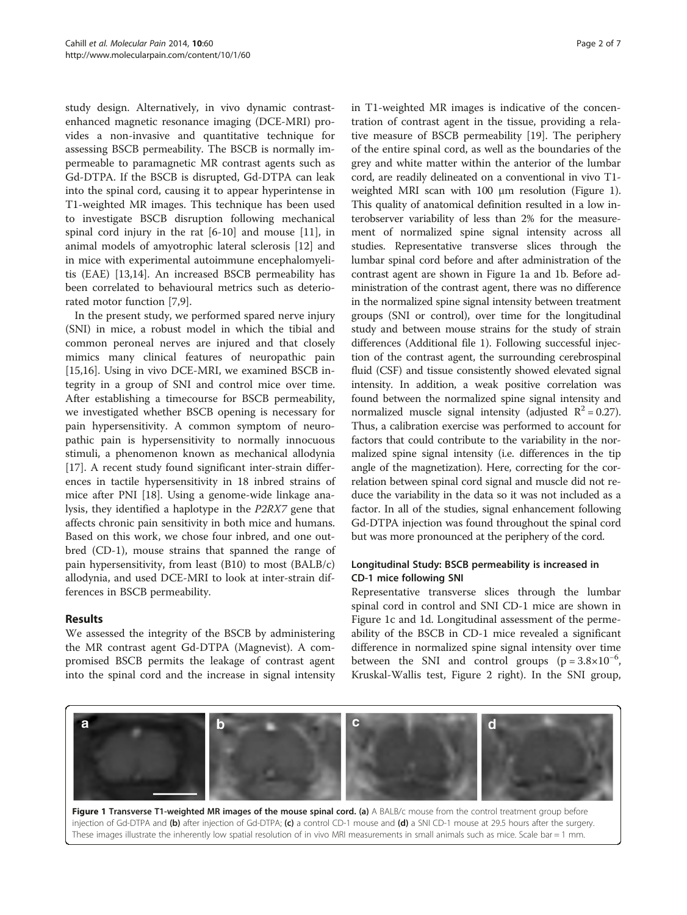study design. Alternatively, in vivo dynamic contrast-enhanced magnetic resonance imaging (DCE-MRI) provides a non-invasive and quantitative technique for assessing BSCB permeability. The BSCB is normally impermeable to paramagnetic MR contrast agents such as Gd-DTPA. If the BSCB is disrupted, Gd-DTPA can leak into the spinal cord, causing it to appear hyperintense in T1-weighted MR images. This technique has been used to investigate BSCB disruption following mechanical spinal cord injury in the rat [6-10] and mouse [11], in animal models of amyotrophic lateral sclerosis [12] and in mice with experimental autoimmune encephalomyelitis (EAE) [13,14]. An increased BSCB permeability has been correlated to behavioural metrics such as deteriorated motor function [7,9].

In the present study, we performed spared nerve injury (SNI) in mice, a robust model in which the tibial and common peroneal nerves are injured and that closely mimics many clinical features of neuropathic pain [15,16]. Using in vivo DCE-MRI, we examined BSCB integrity in a group of SNI and control mice over time. After establishing a timecourse for BSCB permeability, we investigated whether BSCB opening is necessary for pain hypersensitivity. A common symptom of neuropathic pain is hypersensitivity to normally innocuous stimuli, a phenomenon known as mechanical allodynia [17]. A recent study found significant inter-strain differences in tactile hypersensitivity in 18 inbred strains of mice after PNI [18]. Using a genome-wide linkage analysis, they identified a haplotype in the *P2RX7* gene that affects chronic pain sensitivity in both mice and humans. Based on this work, we chose four inbred, and one outbred (CD-1), mouse strains that spanned the range of pain hypersensitivity, from least (B10) to most (BALB/c) allodynia, and used DCE-MRI to look at inter-strain differences in BSCB permeability.

## Results

We assessed the integrity of the BSCB by administering the MR contrast agent Gd-DTPA (Magnevist). A compromised BSCB permits the leakage of contrast agent into the spinal cord and the increase in signal intensity in T1-weighted MR images is indicative of the concentration of contrast agent in the tissue, providing a relative measure of BSCB permeability [19]. The periphery of the entire spinal cord, as well as the boundaries of the grey and white matter within the anterior of the lumbar cord, are readily delineated on a conventional in vivo T1-weighted MRI scan with 100 μm resolution (Figure 1). This quality of anatomical definition resulted in a low interobserver variability of less than 2% for the measurement of normalized spine signal intensity across all studies. Representative transverse slices through the lumbar spinal cord before and after administration of the contrast agent are shown in Figure 1a and 1b. Before administration of the contrast agent, there was no difference in the normalized spine signal intensity between treatment groups (SNI or control), over time for the longitudinal study and between mouse strains for the study of strain differences (Additional file 1). Following successful injection of the contrast agent, the surrounding cerebrospinal fluid (CSF) and tissue consistently showed elevated signal intensity. In addition, a weak positive correlation was found between the normalized spine signal intensity and normalized muscle signal intensity (adjusted $R^2 = 0.27$). Thus, a calibration exercise was performed to account for factors that could contribute to the variability in the normalized spine signal intensity (i.e. differences in the tip angle of the magnetization). Here, correcting for the correlation between spinal cord signal and muscle did not reduce the variability in the data so it was not included as a factor. In all of the studies, signal enhancement following Gd-DTPA injection was found throughout the spinal cord but was more pronounced at the periphery of the cord.

### Longitudinal Study: BSCB permeability is increased in CD-1 mice following SNI

Representative transverse slices through the lumbar spinal cord in control and SNI CD-1 mice are shown in Figure 1c and 1d. Longitudinal assessment of the permeability of the BSCB in CD-1 mice revealed a significant difference in normalized spine signal intensity over time between the SNI and control groups ($p = 3.8 \times 10^{-6}$, Kruskal-Wallis test, Figure 2 right). In the SNI group,

**Figure 1 Transverse T1-weighted MR images of the mouse spinal cord.** **(a)** A BALB/c mouse from the control treatment group before injection of Gd-DTPA and **(b)** after injection of Gd-DTPA; **(c)** a control CD-1 mouse and **(d)** a SNI CD-1 mouse at 29.5 hours after the surgery. These images illustrate the inherently low spatial resolution of in vivo MRI measurements in small animals such as mice. Scale bar = 1 mm.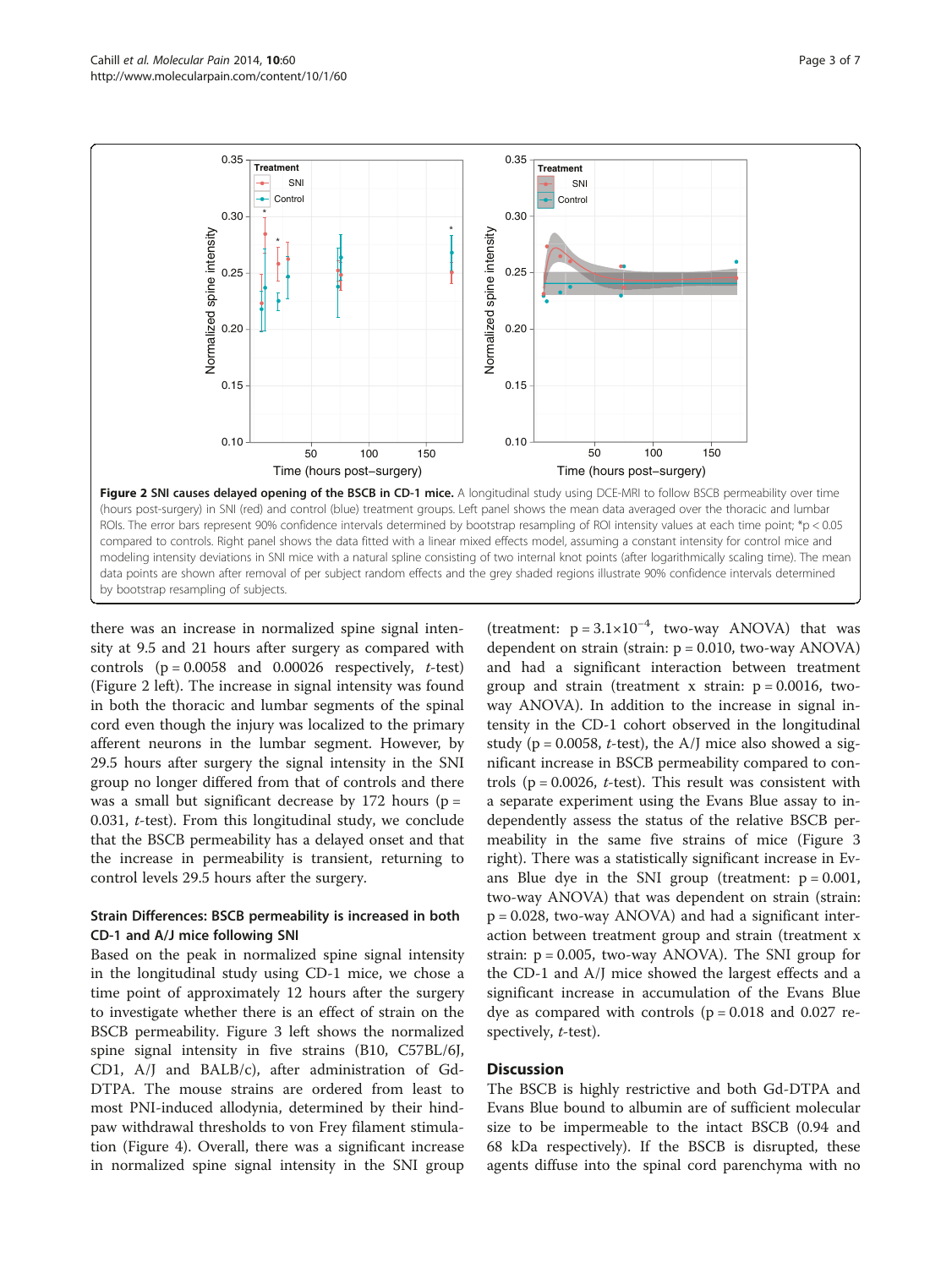**Figure 2 SNI causes delayed opening of the BSCB in CD-1 mice.** A longitudinal study using DCE-MRI to follow BSCB permeability over time (hours post-surgery) in SNI (red) and control (blue) treatment groups. Left panel shows the mean data averaged over the thoracic and lumbar ROIs. The error bars represent 90% confidence intervals determined by bootstrap resampling of ROI intensity values at each time point; *p < 0.05 compared to controls. Right panel shows the data fitted with a linear mixed effects model, assuming a constant intensity for control mice and modeling intensity deviations in SNI mice with a natural spline consisting of two internal knot points (after logarithmically scaling time). The mean data points are shown after removal of per subject random effects and the grey shaded regions illustrate 90% confidence intervals determined by bootstrap resampling of subjects.

there was an increase in normalized spine signal intensity at 9.5 and 21 hours after surgery as compared with controls ($p = 0.0058$ and $0.00026$ respectively, *t*-test) (Figure 2 left). The increase in signal intensity was found in both the thoracic and lumbar segments of the spinal cord even though the injury was localized to the primary afferent neurons in the lumbar segment. However, by 29.5 hours after surgery the signal intensity in the SNI group no longer differed from that of controls and there was a small but significant decrease by 172 hours ($p = 0.031$, *t*-test). From this longitudinal study, we conclude that the BSCB permeability has a delayed onset and that the increase in permeability is transient, returning to control levels 29.5 hours after the surgery.

### Strain Differences: BSCB permeability is increased in both CD-1 and A/J mice following SNI

Based on the peak in normalized spine signal intensity in the longitudinal study using CD-1 mice, we chose a time point of approximately 12 hours after the surgery to investigate whether there is an effect of strain on the BSCB permeability. Figure 3 left shows the normalized spine signal intensity in five strains (B10, C57BL/6J, CD1, A/J and BALB/c), after administration of Gd-DTPA. The mouse strains are ordered from least to most PNI-induced allodynia, determined by their hindpaw withdrawal thresholds to von Frey filament stimulation (Figure 4). Overall, there was a significant increase in normalized spine signal intensity in the SNI group (treatment: $p = 3.1{\times}10^{-4}$, two-way ANOVA) that was dependent on strain (strain: $p = 0.010$, two-way ANOVA) and had a significant interaction between treatment group and strain (treatment x strain: $p = 0.0016$, two-way ANOVA). In addition to the increase in signal intensity in the CD-1 cohort observed in the longitudinal study ($p = 0.0058$, *t*-test), the A/J mice also showed a significant increase in BSCB permeability compared to controls ($p = 0.0026$, *t*-test). This result was consistent with a separate experiment using the Evans Blue assay to independently assess the status of the relative BSCB permeability in the same five strains of mice (Figure 3 right). There was a statistically significant increase in Evans Blue dye in the SNI group (treatment: $p = 0.001$, two-way ANOVA) that was dependent on strain (strain: $p = 0.028$, two-way ANOVA) and had a significant interaction between treatment group and strain (treatment x strain: $p = 0.005$, two-way ANOVA). The SNI group for the CD-1 and A/J mice showed the largest effects and a significant increase in accumulation of the Evans Blue dye as compared with controls ($p = 0.018$ and $0.027$ respectively, *t*-test).

## Discussion

The BSCB is highly restrictive and both Gd-DTPA and Evans Blue bound to albumin are of sufficient molecular size to be impermeable to the intact BSCB (0.94 and 68 kDa respectively). If the BSCB is disrupted, these agents diffuse into the spinal cord parenchyma with no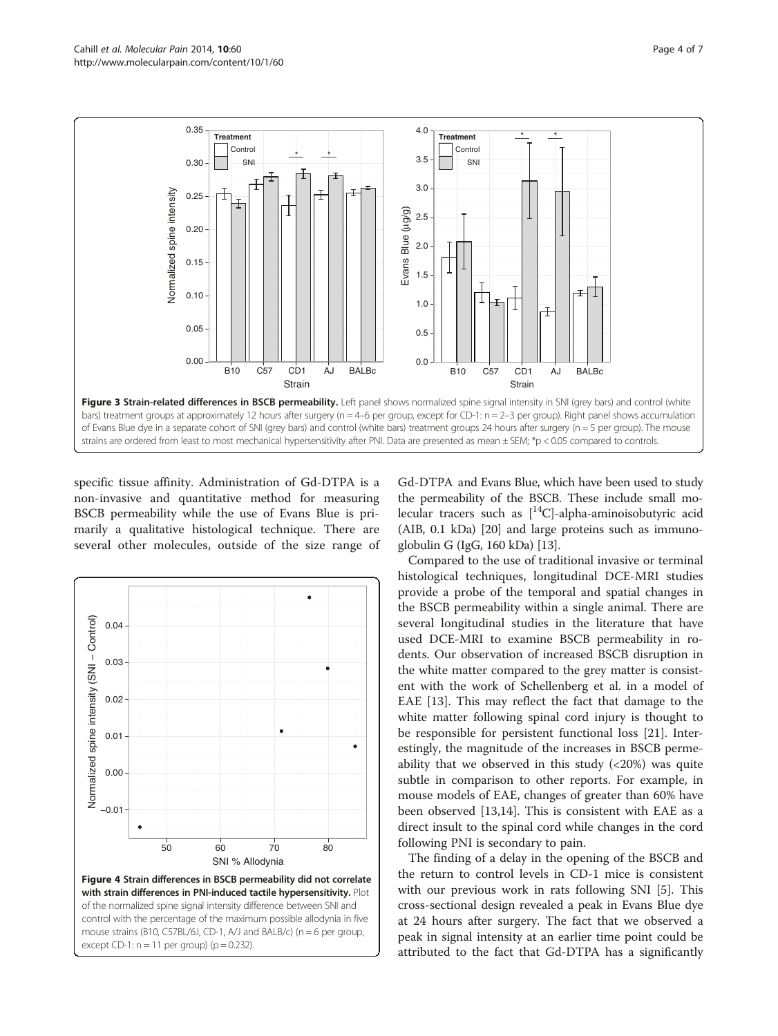**Figure 3 Strain-related differences in BSCB permeability.** Left panel shows normalized spine signal intensity in SNI (grey bars) and control (white bars) treatment groups at approximately 12 hours after surgery (n = 4–6 per group, except for CD-1: n = 2–3 per group). Right panel shows accumulation of Evans Blue dye in a separate cohort of SNI (grey bars) and control (white bars) treatment groups 24 hours after surgery (n = 5 per group). The mouse strains are ordered from least to most mechanical hypersensitivity after PNI. Data are presented as mean ± SEM; *p < 0.05 compared to controls.

specific tissue affinity. Administration of Gd-DTPA is a non-invasive and quantitative method for measuring BSCB permeability while the use of Evans Blue is primarily a qualitative histological technique. There are several other molecules, outside of the size range of Gd-DTPA and Evans Blue, which have been used to study the permeability of the BSCB. These include small molecular tracers such as [$^{14}$C]-alpha-aminoisobutyric acid (AIB, 0.1 kDa) [20] and large proteins such as immunoglobulin G (IgG, 160 kDa) [13].

**Figure 4 Strain differences in BSCB permeability did not correlate with strain differences in PNI-induced tactile hypersensitivity.** Plot of the normalized spine signal intensity difference between SNI and control with the percentage of the maximum possible allodynia in five mouse strains (B10, C57BL/6J, CD-1, A/J and BALB/c) (n = 6 per group, except CD-1: n = 11 per group) (p = 0.232).

Compared to the use of traditional invasive or terminal histological techniques, longitudinal DCE-MRI studies provide a probe of the temporal and spatial changes in the BSCB permeability within a single animal. There are several longitudinal studies in the literature that have used DCE-MRI to examine BSCB permeability in rodents. Our observation of increased BSCB disruption in the white matter compared to the grey matter is consistent with the work of Schellenberg et al. in a model of EAE [13]. This may reflect the fact that damage to the white matter following spinal cord injury is thought to be responsible for persistent functional loss [21]. Interestingly, the magnitude of the increases in BSCB permeability that we observed in this study (<20%) was quite subtle in comparison to other reports. For example, in mouse models of EAE, changes of greater than 60% have been observed [13,14]. This is consistent with EAE as a direct insult to the spinal cord while changes in the cord following PNI is secondary to pain.

The finding of a delay in the opening of the BSCB and the return to control levels in CD-1 mice is consistent with our previous work in rats following SNI [5]. This cross-sectional design revealed a peak in Evans Blue dye at 24 hours after surgery. The fact that we observed a peak in signal intensity at an earlier time point could be attributed to the fact that Gd-DTPA has a significantly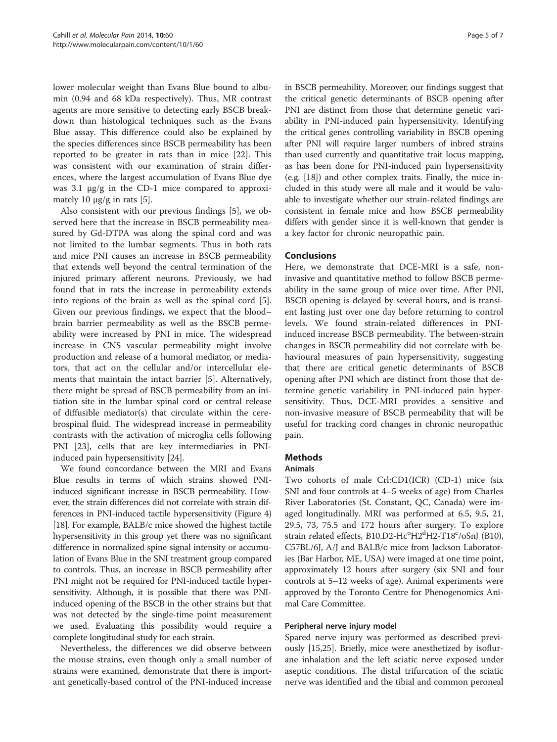lower molecular weight than Evans Blue bound to albumin (0.94 and 68 kDa respectively). Thus, MR contrast agents are more sensitive to detecting early BSCB breakdown than histological techniques such as the Evans Blue assay. This difference could also be explained by the species differences since BSCB permeability has been reported to be greater in rats than in mice [22]. This was consistent with our examination of strain differences, where the largest accumulation of Evans Blue dye was 3.1 μg/g in the CD-1 mice compared to approximately 10 μg/g in rats [5].

Also consistent with our previous findings [5], we observed here that the increase in BSCB permeability measured by Gd-DTPA was along the spinal cord and was not limited to the lumbar segments. Thus in both rats and mice PNI causes an increase in BSCB permeability that extends well beyond the central termination of the injured primary afferent neurons. Previously, we had found that in rats the increase in permeability extends into regions of the brain as well as the spinal cord [5]. Given our previous findings, we expect that the blood–brain barrier permeability as well as the BSCB permeability were increased by PNI in mice. The widespread increase in CNS vascular permeability might involve production and release of a humoral mediator, or mediators, that act on the cellular and/or intercellular elements that maintain the intact barrier [5]. Alternatively, there might be spread of BSCB permeability from an initiation site in the lumbar spinal cord or central release of diffusible mediator(s) that circulate within the cerebrospinal fluid. The widespread increase in permeability contrasts with the activation of microglia cells following PNI [23], cells that are key intermediaries in PNI-induced pain hypersensitivity [24].

We found concordance between the MRI and Evans Blue results in terms of which strains showed PNI-induced significant increase in BSCB permeability. However, the strain differences did not correlate with strain differences in PNI-induced tactile hypersensitivity (Figure 4) [18]. For example, BALB/c mice showed the highest tactile hypersensitivity in this group yet there was no significant difference in normalized spine signal intensity or accumulation of Evans Blue in the SNI treatment group compared to controls. Thus, an increase in BSCB permeability after PNI might not be required for PNI-induced tactile hypersensitivity. Although, it is possible that there was PNI-induced opening of the BSCB in the other strains but that was not detected by the single-time point measurement we used. Evaluating this possibility would require a complete longitudinal study for each strain.

Nevertheless, the differences we did observe between the mouse strains, even though only a small number of strains were examined, demonstrate that there is important genetically-based control of the PNI-induced increase in BSCB permeability. Moreover, our findings suggest that the critical genetic determinants of BSCB opening after PNI are distinct from those that determine genetic variability in PNI-induced pain hypersensitivity. Identifying the critical genes controlling variability in BSCB opening after PNI will require larger numbers of inbred strains than used currently and quantitative trait locus mapping, as has been done for PNI-induced pain hypersensitivity (e.g. [18]) and other complex traits. Finally, the mice included in this study were all male and it would be valuable to investigate whether our strain-related findings are consistent in female mice and how BSCB permeability differs with gender since it is well-known that gender is a key factor for chronic neuropathic pain.

## Conclusions

Here, we demonstrate that DCE-MRI is a safe, non-invasive and quantitative method to follow BSCB permeability in the same group of mice over time. After PNI, BSCB opening is delayed by several hours, and is transient lasting just over one day before returning to control levels. We found strain-related differences in PNI-induced increase BSCB permeability. The between-strain changes in BSCB permeability did not correlate with behavioural measures of pain hypersensitivity, suggesting that there are critical genetic determinants of BSCB opening after PNI which are distinct from those that determine genetic variability in PNI-induced pain hypersensitivity. Thus, DCE-MRI provides a sensitive and non-invasive measure of BSCB permeability that will be useful for tracking cord changes in chronic neuropathic pain.

## Methods

### Animals

Two cohorts of male Crl:CD1(ICR) (CD-1) mice (six SNI and four controls at 4–5 weeks of age) from Charles River Laboratories (St. Constant, QC, Canada) were imaged longitudinally. MRI was performed at 6.5, 9.5, 21, 29.5, 73, 75.5 and 172 hours after surgery. To explore strain related effects, B10.D2-Hc$^{o}$H2$^{d}$H2-T18$^{c}$/oSnJ (B10), C57BL/6J, A/J and BALB/c mice from Jackson Laboratories (Bar Harbor, ME, USA) were imaged at one time point, approximately 12 hours after surgery (six SNI and four controls at 5–12 weeks of age). Animal experiments were approved by the Toronto Centre for Phenogenomics Animal Care Committee.

### Peripheral nerve injury model

Spared nerve injury was performed as described previously [15,25]. Briefly, mice were anesthetized by isoflurane inhalation and the left sciatic nerve exposed under aseptic conditions. The distal trifurcation of the sciatic nerve was identified and the tibial and common peroneal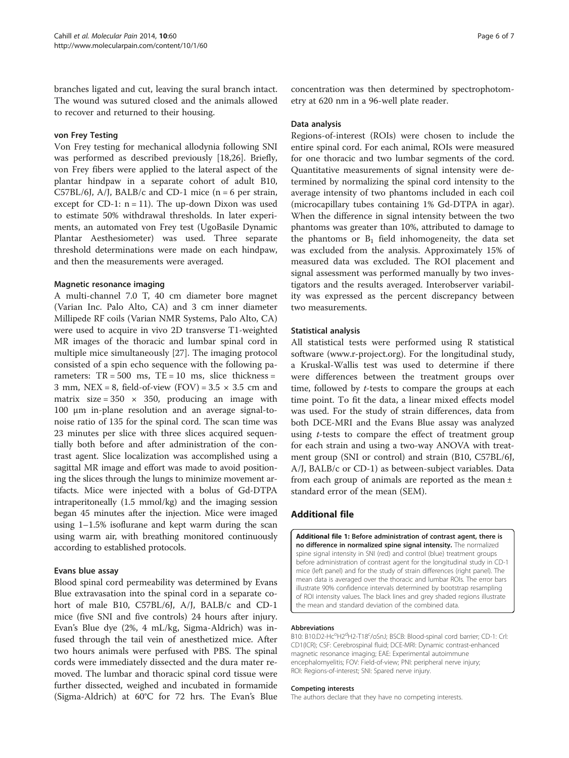branches ligated and cut, leaving the sural branch intact. The wound was sutured closed and the animals allowed to recover and returned to their housing.

#### von Frey Testing

Von Frey testing for mechanical allodynia following SNI was performed as described previously [18,26]. Briefly, von Frey fibers were applied to the lateral aspect of the plantar hindpaw in a separate cohort of adult B10, C57BL/6J, A/J, BALB/c and CD-1 mice (n = 6 per strain, except for CD-1: n = 11). The up-down Dixon was used to estimate 50% withdrawal thresholds. In later experiments, an automated von Frey test (UgoBasile Dynamic Plantar Aesthesiometer) was used. Three separate threshold determinations were made on each hindpaw, and then the measurements were averaged.

#### Magnetic resonance imaging

A multi-channel 7.0 T, 40 cm diameter bore magnet (Varian Inc. Palo Alto, CA) and 3 cm inner diameter Millipede RF coils (Varian NMR Systems, Palo Alto, CA) were used to acquire in vivo 2D transverse T1-weighted MR images of the thoracic and lumbar spinal cord in multiple mice simultaneously [27]. The imaging protocol consisted of a spin echo sequence with the following parameters: TR = 500 ms, TE = 10 ms, slice thickness = 3 mm, NEX = 8, field-of-view (FOV) = 3.5 × 3.5 cm and matrix size = 350 × 350, producing an image with 100 μm in-plane resolution and an average signal-to-noise ratio of 135 for the spinal cord. The scan time was 23 minutes per slice with three slices acquired sequentially both before and after administration of the contrast agent. Slice localization was accomplished using a sagittal MR image and effort was made to avoid positioning the slices through the lungs to minimize movement artifacts. Mice were injected with a bolus of Gd-DTPA intraperitoneally (1.5 mmol/kg) and the imaging session began 45 minutes after the injection. Mice were imaged using 1–1.5% isoflurane and kept warm during the scan using warm air, with breathing monitored continuously according to established protocols.

#### Evans blue assay

Blood spinal cord permeability was determined by Evans Blue extravasation into the spinal cord in a separate cohort of male B10, C57BL/6J, A/J, BALB/c and CD-1 mice (five SNI and five controls) 24 hours after injury. Evan's Blue dye (2%, 4 mL/kg, Sigma-Aldrich) was infused through the tail vein of anesthetized mice. After two hours animals were perfused with PBS. The spinal cords were immediately dissected and the dura mater removed. The lumbar and thoracic spinal cord tissue were further dissected, weighed and incubated in formamide (Sigma-Aldrich) at 60°C for 72 hrs. The Evan's Blue concentration was then determined by spectrophotometry at 620 nm in a 96-well plate reader.

#### Data analysis

Regions-of-interest (ROIs) were chosen to include the entire spinal cord. For each animal, ROIs were measured for one thoracic and two lumbar segments of the cord. Quantitative measurements of signal intensity were determined by normalizing the spinal cord intensity to the average intensity of two phantoms included in each coil (microcapillary tubes containing 1% Gd-DTPA in agar). When the difference in signal intensity between the two phantoms was greater than 10%, attributed to damage to the phantoms or $B_1$ field inhomogeneity, the data set was excluded from the analysis. Approximately 15% of measured data was excluded. The ROI placement and signal assessment was performed manually by two investigators and the results averaged. Interobserver variability was expressed as the percent discrepancy between two measurements.

#### Statistical analysis

All statistical tests were performed using R statistical software (www.r-project.org). For the longitudinal study, a Kruskal-Wallis test was used to determine if there were differences between the treatment groups over time, followed by *t*-tests to compare the groups at each time point. To fit the data, a linear mixed effects model was used. For the study of strain differences, data from both DCE-MRI and the Evans Blue assay was analyzed using *t*-tests to compare the effect of treatment group for each strain and using a two-way ANOVA with treatment group (SNI or control) and strain (B10, C57BL/6J, A/J, BALB/c or CD-1) as between-subject variables. Data from each group of animals are reported as the mean ± standard error of the mean (SEM).

## Additional file

**Additional file 1: Before administration of contrast agent, there is no difference in normalized spine signal intensity.** The normalized spine signal intensity in SNI (red) and control (blue) treatment groups before administration of contrast agent for the longitudinal study in CD-1 mice (left panel) and for the study of strain differences (right panel). The mean data is averaged over the thoracic and lumbar ROIs. The error bars illustrate 90% confidence intervals determined by bootstrap resampling of ROI intensity values. The black lines and grey shaded regions illustrate the mean and standard deviation of the combined data.

#### Abbreviations

B10: B10.D2-Hc[0]H2[d]H2-T18[c]/oSnJ; BSCB: Blood-spinal cord barrier; CD-1: Crl: CD1(ICR); CSF: Cerebrospinal fluid; DCE-MRI: Dynamic contrast-enhanced magnetic resonance imaging; EAE: Experimental autoimmune encephalomyelitis; FOV: Field-of-view; PNI: peripheral nerve injury; ROI: Regions-of-interest; SNI: Spared nerve injury.

#### Competing interests

The authors declare that they have no competing interests.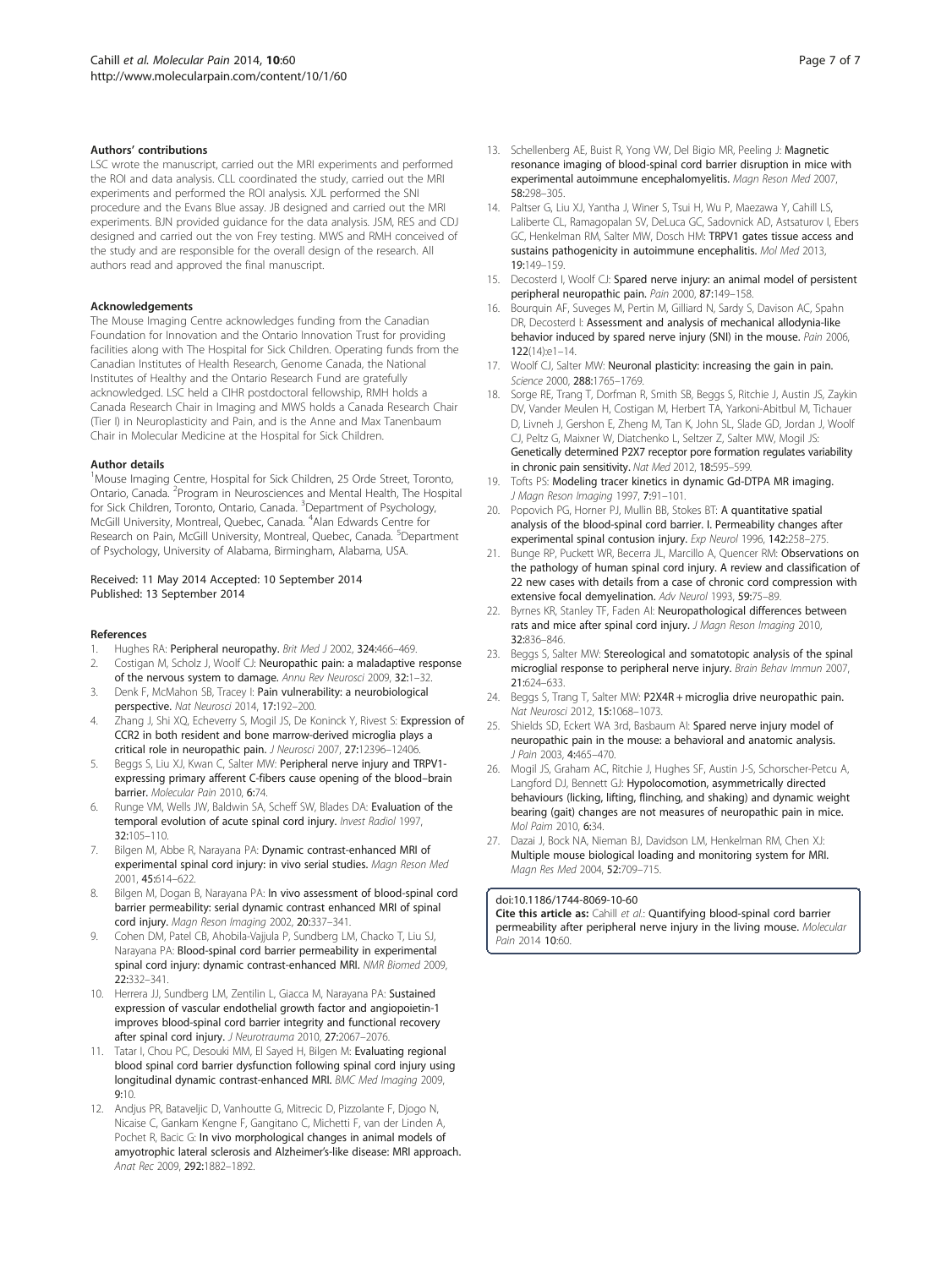### Authors' contributions

LSC wrote the manuscript, carried out the MRI experiments and performed the ROI and data analysis. CLL coordinated the study, carried out the MRI experiments and performed the ROI analysis. XJL performed the SNI procedure and the Evans Blue assay. JB designed and carried out the MRI experiments. BJN provided guidance for the data analysis. JSM, RES and CDJ designed and carried out the von Frey testing. MWS and RMH conceived of the study and are responsible for the overall design of the research. All authors read and approved the final manuscript.

### Acknowledgements

The Mouse Imaging Centre acknowledges funding from the Canadian Foundation for Innovation and the Ontario Innovation Trust for providing facilities along with The Hospital for Sick Children. Operating funds from the Canadian Institutes of Health Research, Genome Canada, the National Institutes of Healthy and the Ontario Research Fund are gratefully acknowledged. LSC held a CIHR postdoctoral fellowship, RMH holds a Canada Research Chair in Imaging and MWS holds a Canada Research Chair (Tier I) in Neuroplasticity and Pain, and is the Anne and Max Tanenbaum Chair in Molecular Medicine at the Hospital for Sick Children.

### Author details

[1]Mouse Imaging Centre, Hospital for Sick Children, 25 Orde Street, Toronto, Ontario, Canada. [2]Program in Neurosciences and Mental Health, The Hospital for Sick Children, Toronto, Ontario, Canada. [3]Department of Psychology, McGill University, Montreal, Quebec, Canada. [4]Alan Edwards Centre for Research on Pain, McGill University, Montreal, Quebec, Canada. [5]Department of Psychology, University of Alabama, Birmingham, Alabama, USA.

Received: 11 May 2014 Accepted: 10 September 2014
Published: 13 September 2014

### References

1. Hughes RA: **Peripheral neuropathy.** *Brit Med J* 2002, **324:**466–469.
2. Costigan M, Scholz J, Woolf CJ: **Neuropathic pain: a maladaptive response of the nervous system to damage.** *Annu Rev Neurosci* 2009, **32:**1–32.
3. Denk F, McMahon SB, Tracey I: **Pain vulnerability: a neurobiological perspective.** *Nat Neurosci* 2014, **17:**192–200.
4. Zhang J, Shi XQ, Echeverry S, Mogil JS, De Koninck Y, Rivest S: **Expression of CCR2 in both resident and bone marrow-derived microglia plays a critical role in neuropathic pain.** *J Neurosci* 2007, **27:**12396–12406.
5. Beggs S, Liu XJ, Kwan C, Salter MW: **Peripheral nerve injury and TRPV1-expressing primary afferent C-fibers cause opening of the blood–brain barrier.** *Molecular Pain* 2010, **6:**74.
6. Runge VM, Wells JW, Baldwin SA, Scheff SW, Blades DA: **Evaluation of the temporal evolution of acute spinal cord injury.** *Invest Radiol* 1997, **32:**105–110.
7. Bilgen M, Abbe R, Narayana PA: **Dynamic contrast-enhanced MRI of experimental spinal cord injury: in vivo serial studies.** *Magn Reson Med* 2001, **45:**614–622.
8. Bilgen M, Dogan B, Narayana PA: **In vivo assessment of blood-spinal cord barrier permeability: serial dynamic contrast enhanced MRI of spinal cord injury.** *Magn Reson Imaging* 2002, **20:**337–341.
9. Cohen DM, Patel CB, Ahobila-Vajjula P, Sundberg LM, Chacko T, Liu SJ, Narayana PA: **Blood-spinal cord barrier permeability in experimental spinal cord injury: dynamic contrast-enhanced MRI.** *NMR Biomed* 2009, **22:**332–341.
10. Herrera JJ, Sundberg LM, Zentilin L, Giacca M, Narayana PA: **Sustained expression of vascular endothelial growth factor and angiopoietin-1 improves blood-spinal cord barrier integrity and functional recovery after spinal cord injury.** *J Neurotrauma* 2010, **27:**2067–2076.
11. Tatar I, Chou PC, Desouki MM, El Sayed H, Bilgen M: **Evaluating regional blood spinal cord barrier dysfunction following spinal cord injury using longitudinal dynamic contrast-enhanced MRI.** *BMC Med Imaging* 2009, **9:**10.
12. Andjus PR, Bataveljic D, Vanhoutte G, Mitrecic D, Pizzolante F, Djogo N, Nicaise C, Gankam Kengne F, Gangitano C, Michetti F, van der Linden A, Pochet R, Bacic G: **In vivo morphological changes in animal models of amyotrophic lateral sclerosis and Alzheimer's-like disease: MRI approach.** *Anat Rec* 2009, **292:**1882–1892.
13. Schellenberg AE, Buist R, Yong VW, Del Bigio MR, Peeling J: **Magnetic resonance imaging of blood-spinal cord barrier disruption in mice with experimental autoimmune encephalomyelitis.** *Magn Reson Med* 2007, **58:**298–305.
14. Paltser G, Liu XJ, Yantha J, Winer S, Tsui H, Wu P, Maezawa Y, Cahill LS, Laliberte CL, Ramagopalan SV, DeLuca GC, Sadovnick AD, Astsaturov I, Ebers GC, Henkelman RM, Salter MW, Dosch HM: **TRPV1 gates tissue access and sustains pathogenicity in autoimmune encephalitis.** *Mol Med* 2013, **19:**149–159.
15. Decosterd I, Woolf CJ: **Spared nerve injury: an animal model of persistent peripheral neuropathic pain.** *Pain* 2000, **87:**149–158.
16. Bourquin AF, Suveges M, Pertin M, Gilliard N, Sardy S, Davison AC, Spahn DR, Decosterd I: **Assessment and analysis of mechanical allodynia-like behavior induced by spared nerve injury (SNI) in the mouse.** *Pain* 2006, **122**(14):e1–14.
17. Woolf CJ, Salter MW: **Neuronal plasticity: increasing the gain in pain.** *Science* 2000, **288:**1765–1769.
18. Sorge RE, Trang T, Dorfman R, Smith SB, Beggs S, Ritchie J, Austin JS, Zaykin DV, Vander Meulen H, Costigan M, Herbert TA, Yarkoni-Abitbul M, Tichauer D, Livneh J, Gershon E, Zheng M, Tan K, John SL, Slade GD, Jordan J, Woolf CJ, Peltz G, Maixner W, Diatchenko L, Seltzer Z, Salter MW, Mogil JS: **Genetically determined P2X7 receptor pore formation regulates variability in chronic pain sensitivity.** *Nat Med* 2012, **18:**595–599.
19. Tofts PS: **Modeling tracer kinetics in dynamic Gd-DTPA MR imaging.** *J Magn Reson Imaging* 1997, **7:**91–101.
20. Popovich PG, Horner PJ, Mullin BB, Stokes BT: **A quantitative spatial analysis of the blood-spinal cord barrier. I. Permeability changes after experimental spinal contusion injury.** *Exp Neurol* 1996, **142:**258–275.
21. Bunge RP, Puckett WR, Becerra JL, Marcillo A, Quencer RM: **Observations on the pathology of human spinal cord injury. A review and classification of 22 new cases with details from a case of chronic cord compression with extensive focal demyelination.** *Adv Neurol* 1993, **59:**75–89.
22. Byrnes KR, Stanley TF, Faden AI: **Neuropathological differences between rats and mice after spinal cord injury.** *J Magn Reson Imaging* 2010, **32:**836–846.
23. Beggs S, Salter MW: **Stereological and somatotopic analysis of the spinal microglial response to peripheral nerve injury.** *Brain Behav Immun* 2007, **21:**624–633.
24. Beggs S, Trang T, Salter MW: **P2X4R + microglia drive neuropathic pain.** *Nat Neurosci* 2012, **15:**1068–1073.
25. Shields SD, Eckert WA 3rd, Basbaum AI: **Spared nerve injury model of neuropathic pain in the mouse: a behavioral and anatomic analysis.** *J Pain* 2003, **4:**465–470.
26. Mogil JS, Graham AC, Ritchie J, Hughes SF, Austin J-S, Schorscher-Petcu A, Langford DJ, Bennett GJ: **Hypolocomotion, asymmetrically directed behaviours (licking, lifting, flinching, and shaking) and dynamic weight bearing (gait) changes are not measures of neuropathic pain in mice.** *Mol Paim* 2010, **6:**34.
27. Dazai J, Bock NA, Nieman BJ, Davidson LM, Henkelman RM, Chen XJ: **Multiple mouse biological loading and monitoring system for MRI.** *Magn Res Med* 2004, **52:**709–715.

doi:10.1186/1744-8069-10-60

**Cite this article as:** Cahill *et al.*: Quantifying blood-spinal cord barrier permeability after peripheral nerve injury in the living mouse. *Molecular Pain* 2014 **10**:60.